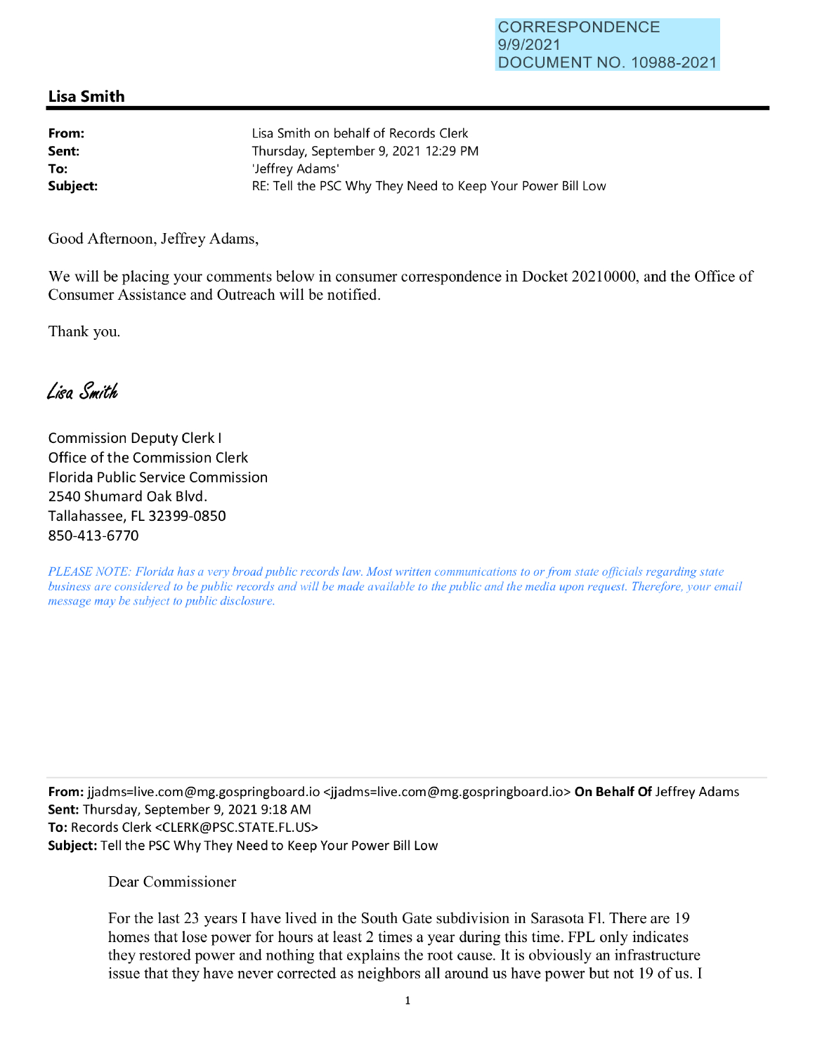CORRESPONDENCE
9/9/2021
DOCUMENT NO. 10988-2021

## Lisa Smith

**From:** Lisa Smith on behalf of Records Clerk
**Sent:** Thursday, September 9, 2021 12:29 PM
**To:** 'Jeffrey Adams'
**Subject:** RE: Tell the PSC Why They Need to Keep Your Power Bill Low

Good Afternoon, Jeffrey Adams,

We will be placing your comments below in consumer correspondence in Docket 20210000, and the Office of Consumer Assistance and Outreach will be notified.

Thank you.

*Lisa Smith*

Commission Deputy Clerk I
Office of the Commission Clerk
Florida Public Service Commission
2540 Shumard Oak Blvd.
Tallahassee, FL 32399-0850
850-413-6770

*PLEASE NOTE: Florida has a very broad public records law. Most written communications to or from state officials regarding state business are considered to be public records and will be made available to the public and the media upon request. Therefore, your email message may be subject to public disclosure.*

---

**From:** jjadms=live.com@mg.gospringboard.io <jjadms=live.com@mg.gospringboard.io> **On Behalf Of** Jeffrey Adams
**Sent:** Thursday, September 9, 2021 9:18 AM
**To:** Records Clerk <CLERK@PSC.STATE.FL.US>
**Subject:** Tell the PSC Why They Need to Keep Your Power Bill Low

Dear Commissioner

For the last 23 years I have lived in the South Gate subdivision in Sarasota Fl. There are 19 homes that lose power for hours at least 2 times a year during this time. FPL only indicates they restored power and nothing that explains the root cause. It is obviously an infrastructure issue that they have never corrected as neighbors all around us have power but not 19 of us. I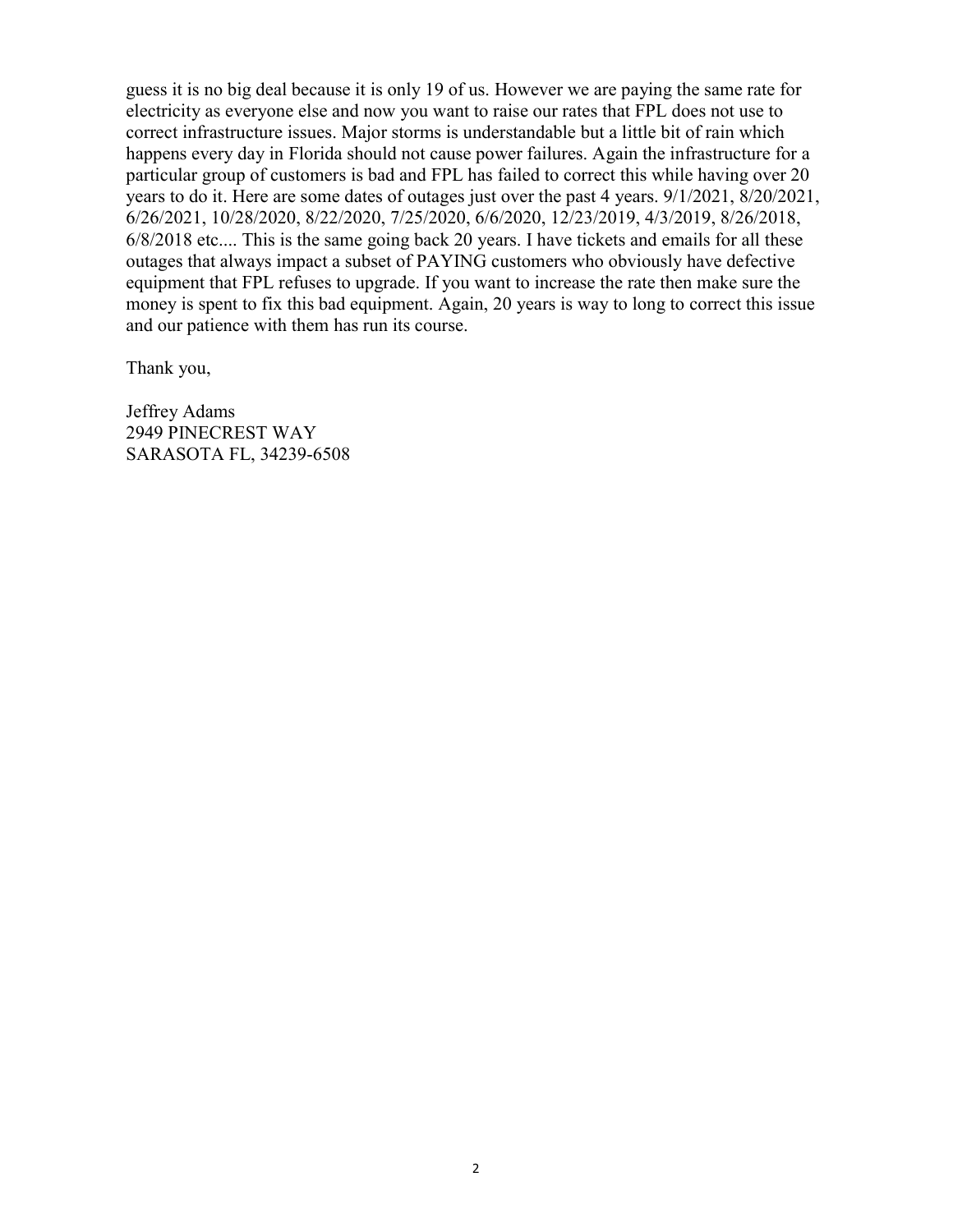guess it is no big deal because it is only 19 of us. However we are paying the same rate for electricity as everyone else and now you want to raise our rates that FPL does not use to correct infrastructure issues. Major storms is understandable but a little bit of rain which happens every day in Florida should not cause power failures. Again the infrastructure for a particular group of customers is bad and FPL has failed to correct this while having over 20 years to do it. Here are some dates of outages just over the past 4 years. 9/1/2021, 8/20/2021, 6/26/2021, 10/28/2020, 8/22/2020, 7/25/2020, 6/6/2020, 12/23/2019, 4/3/2019, 8/26/2018, 6/8/2018 etc.... This is the same going back 20 years. I have tickets and emails for all these outages that always impact a subset of PAYING customers who obviously have defective equipment that FPL refuses to upgrade. If you want to increase the rate then make sure the money is spent to fix this bad equipment. Again, 20 years is way to long to correct this issue and our patience with them has run its course.

Thank you,

Jeffrey Adams
2949 PINECREST WAY
SARASOTA FL, 34239-6508